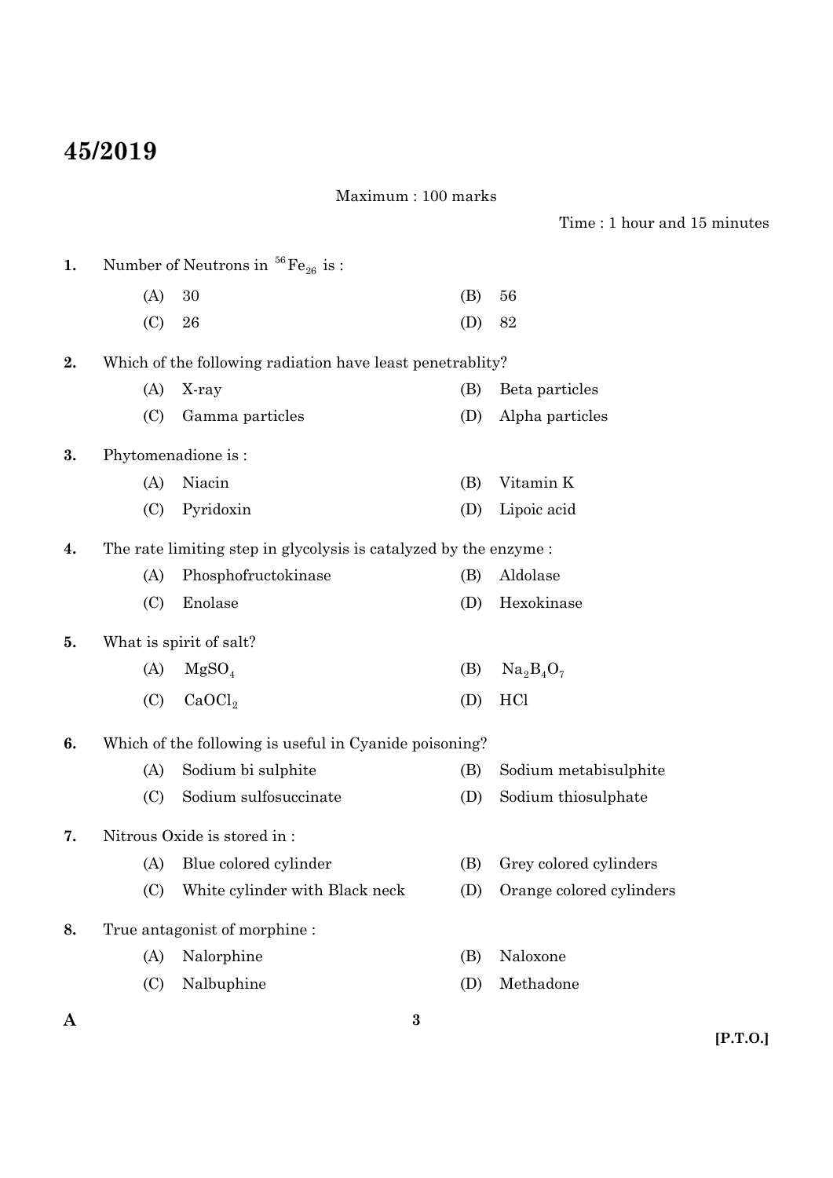# 45/2019

Maximum : 100 marks

Time : 1 hour and 15 minutes

**1.** Number of Neutrons in $^{56}Fe_{26}$ is :

- (A) 30
- (B) 56
- (C) 26
- (D) 82

**2.** Which of the following radiation have least penetrablity?

- (A) X-ray
- (B) Beta particles
- (C) Gamma particles
- (D) Alpha particles

**3.** Phytomenadione is :

- (A) Niacin
- (B) Vitamin K
- (C) Pyridoxin
- (D) Lipoic acid

**4.** The rate limiting step in glycolysis is catalyzed by the enzyme :

- (A) Phosphofructokinase
- (B) Aldolase
- (C) Enolase
- (D) Hexokinase

**5.** What is spirit of salt?

- (A) $MgSO_4$
- (B) $Na_2B_4O_7$
- (C) $CaOCl_2$
- (D) HCl

**6.** Which of the following is useful in Cyanide poisoning?

- (A) Sodium bi sulphite
- (B) Sodium metabisulphite
- (C) Sodium sulfosuccinate
- (D) Sodium thiosulphate

**7.** Nitrous Oxide is stored in :

- (A) Blue colored cylinder
- (B) Grey colored cylinders
- (C) White cylinder with Black neck
- (D) Orange colored cylinders

**8.** True antagonist of morphine :

- (A) Nalorphine
- (B) Naloxone
- (C) Nalbuphine
- (D) Methadone

A

[P.T.O.]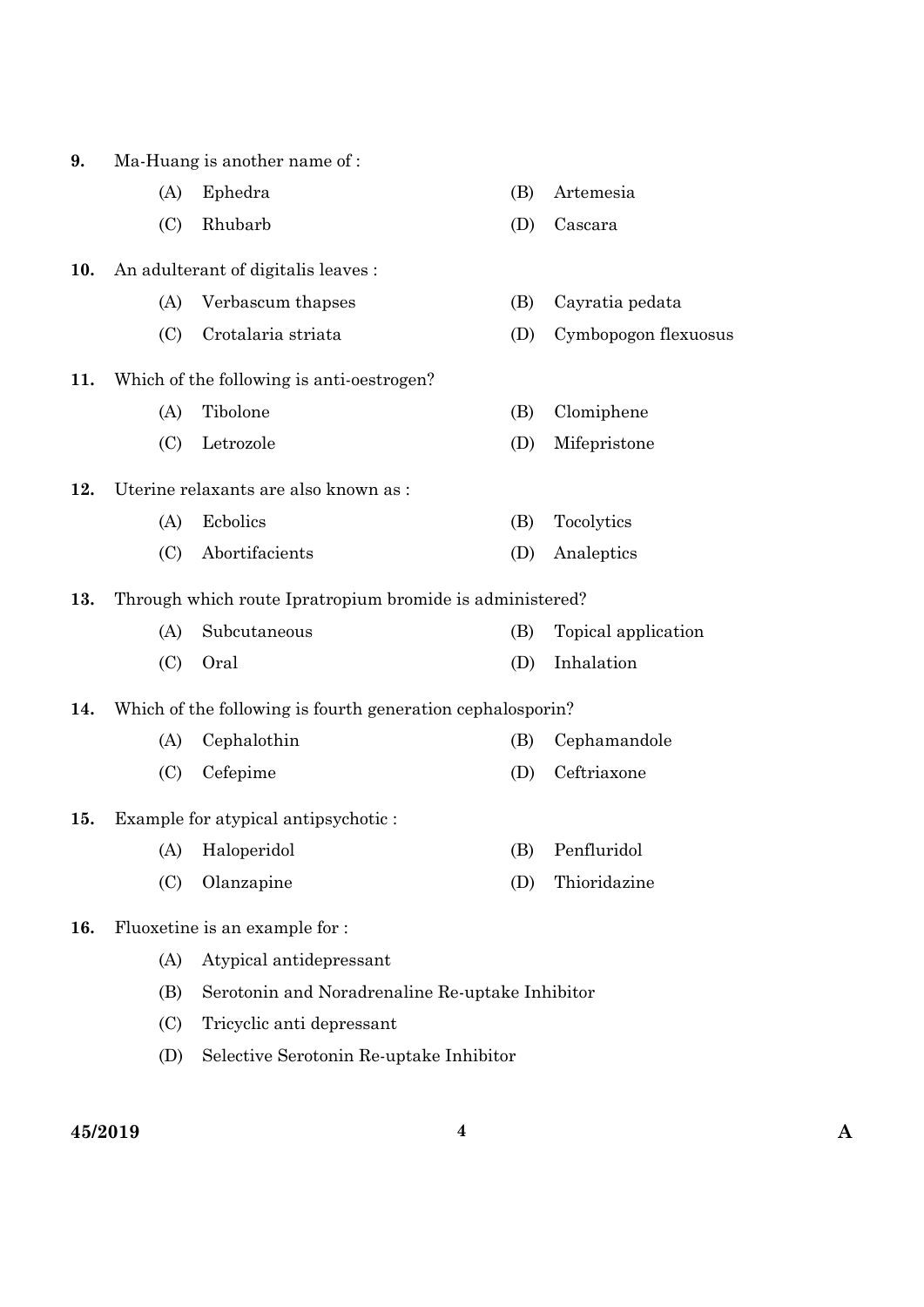9. Ma-Huang is another name of :

   (A) Ephedra
   (B) Artemesia
   (C) Rhubarb
   (D) Cascara

10. An adulterant of digitalis leaves :

   (A) Verbascum thapses
   (B) Cayratia pedata
   (C) Crotalaria striata
   (D) Cymbopogon flexuosus

11. Which of the following is anti-oestrogen?

   (A) Tibolone
   (B) Clomiphene
   (C) Letrozole
   (D) Mifepristone

12. Uterine relaxants are also known as :

   (A) Ecbolics
   (B) Tocolytics
   (C) Abortifacients
   (D) Analeptics

13. Through which route Ipratropium bromide is administered?

   (A) Subcutaneous
   (B) Topical application
   (C) Oral
   (D) Inhalation

14. Which of the following is fourth generation cephalosporin?

   (A) Cephalothin
   (B) Cephamandole
   (C) Cefepime
   (D) Ceftriaxone

15. Example for atypical antipsychotic :

   (A) Haloperidol
   (B) Penfluridol
   (C) Olanzapine
   (D) Thioridazine

16. Fluoxetine is an example for :

   (A) Atypical antidepressant
   (B) Serotonin and Noradrenaline Re-uptake Inhibitor
   (C) Tricyclic anti depressant
   (D) Selective Serotonin Re-uptake Inhibitor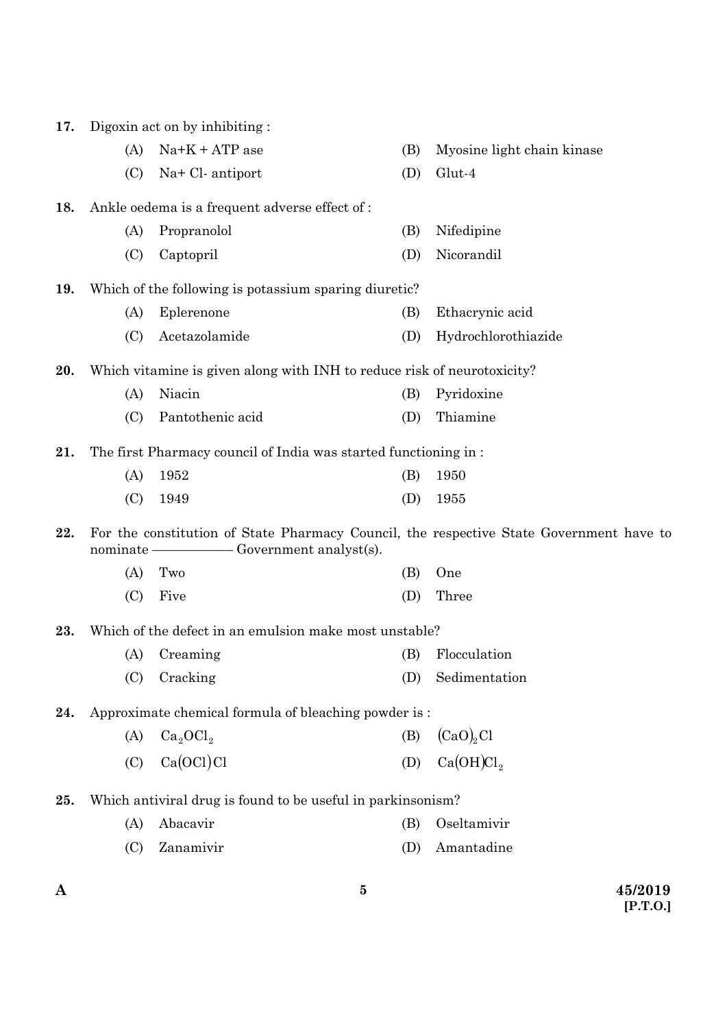17. Digoxin act on by inhibiting :

   (A) Na+K + ATP ase
   (B) Myosine light chain kinase
   (C) Na+ Cl- antiport
   (D) Glut-4

18. Ankle oedema is a frequent adverse effect of :

   (A) Propranolol
   (B) Nifedipine
   (C) Captopril
   (D) Nicorandil

19. Which of the following is potassium sparing diuretic?

   (A) Eplerenone
   (B) Ethacrynic acid
   (C) Acetazolamide
   (D) Hydrochlorothiazide

20. Which vitamine is given along with INH to reduce risk of neurotoxicity?

   (A) Niacin
   (B) Pyridoxine
   (C) Pantothenic acid
   (D) Thiamine

21. The first Pharmacy council of India was started functioning in :

   (A) 1952
   (B) 1950
   (C) 1949
   (D) 1955

22. For the constitution of State Pharmacy Council, the respective State Government have to nominate ———— Government analyst(s).

   (A) Two
   (B) One
   (C) Five
   (D) Three

23. Which of the defect in an emulsion make most unstable?

   (A) Creaming
   (B) Flocculation
   (C) Cracking
   (D) Sedimentation

24. Approximate chemical formula of bleaching powder is :

   (A) $Ca_2OCl_2$
   (B) $(CaO)_2Cl$
   (C) $Ca(OCl)Cl$
   (D) $Ca(OH)Cl_2$

25. Which antiviral drug is found to be useful in parkinsonism?

   (A) Abacavir
   (B) Oseltamivir
   (C) Zanamivir
   (D) Amantadine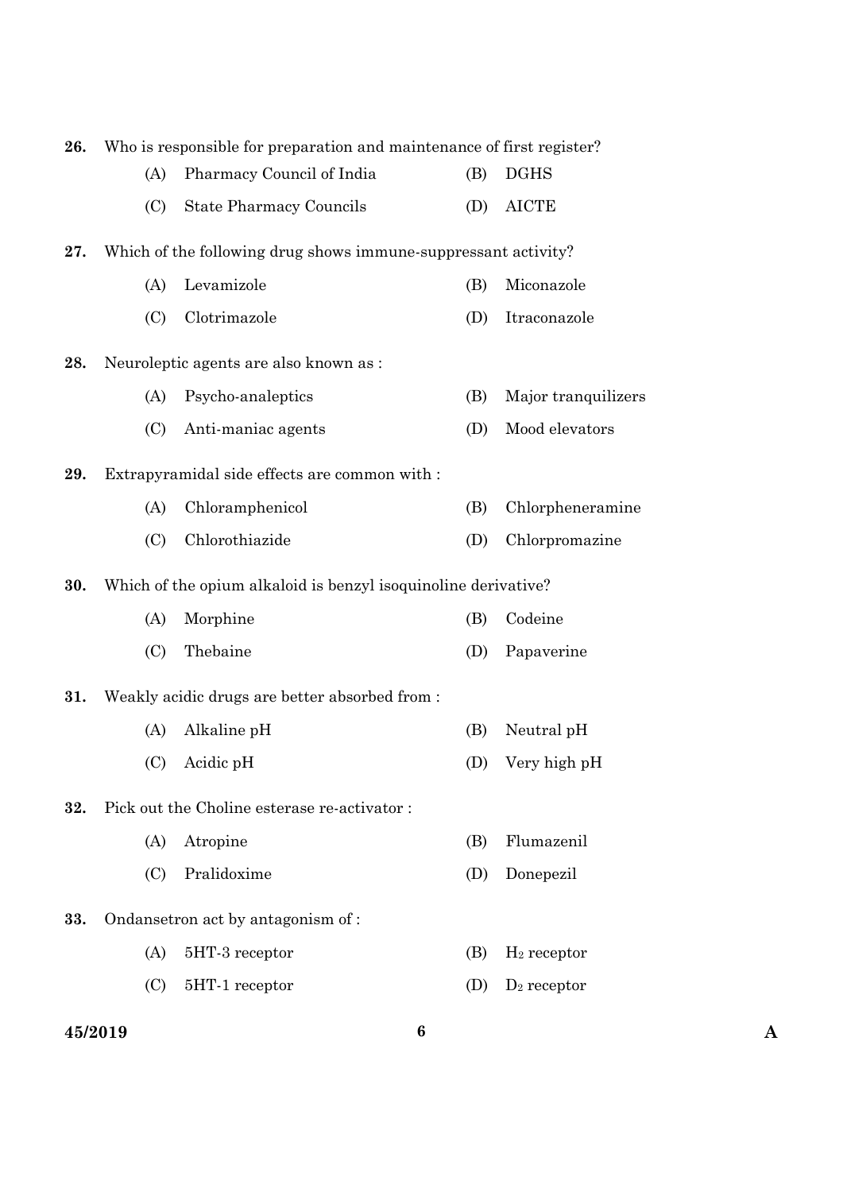26. Who is responsible for preparation and maintenance of first register?

(A) Pharmacy Council of India
(B) DGHS
(C) State Pharmacy Councils
(D) AICTE

27. Which of the following drug shows immune-suppressant activity?

(A) Levamizole
(B) Miconazole
(C) Clotrimazole
(D) Itraconazole

28. Neuroleptic agents are also known as :

(A) Psycho-analeptics
(B) Major tranquilizers
(C) Anti-maniac agents
(D) Mood elevators

29. Extrapyramidal side effects are common with :

(A) Chloramphenicol
(B) Chlorpheneramine
(C) Chlorothiazide
(D) Chlorpromazine

30. Which of the opium alkaloid is benzyl isoquinoline derivative?

(A) Morphine
(B) Codeine
(C) Thebaine
(D) Papaverine

31. Weakly acidic drugs are better absorbed from :

(A) Alkaline pH
(B) Neutral pH
(C) Acidic pH
(D) Very high pH

32. Pick out the Choline esterase re-activator :

(A) Atropine
(B) Flumazenil
(C) Pralidoxime
(D) Donepezil

33. Ondansetron act by antagonism of :

(A) 5HT-3 receptor
(B) $H_2$ receptor
(C) 5HT-1 receptor
(D) $D_2$ receptor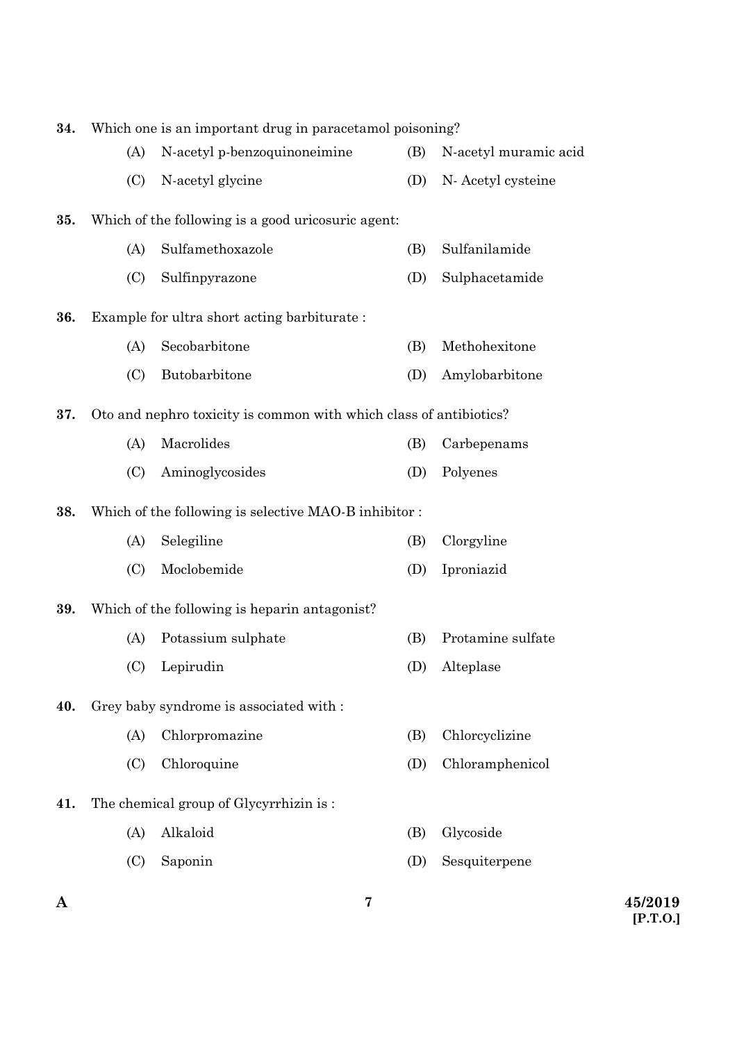34. Which one is an important drug in paracetamol poisoning?

(A) N-acetyl p-benzoquinoneimine
(B) N-acetyl muramic acid
(C) N-acetyl glycine
(D) N- Acetyl cysteine

35. Which of the following is a good uricosuric agent:

(A) Sulfamethoxazole
(B) Sulfanilamide
(C) Sulfinpyrazone
(D) Sulphacetamide

36. Example for ultra short acting barbiturate :

(A) Secobarbitone
(B) Methohexitone
(C) Butobarbitone
(D) Amylobarbitone

37. Oto and nephro toxicity is common with which class of antibiotics?

(A) Macrolides
(B) Carbepenams
(C) Aminoglycosides
(D) Polyenes

38. Which of the following is selective MAO-B inhibitor :

(A) Selegiline
(B) Clorgyline
(C) Moclobemide
(D) Iproniazid

39. Which of the following is heparin antagonist?

(A) Potassium sulphate
(B) Protamine sulfate
(C) Lepirudin
(D) Alteplase

40. Grey baby syndrome is associated with :

(A) Chlorpromazine
(B) Chlorcyclizine
(C) Chloroquine
(D) Chloramphenicol

41. The chemical group of Glycyrrhizin is :

(A) Alkaloid
(B) Glycoside
(C) Saponin
(D) Sesquiterpene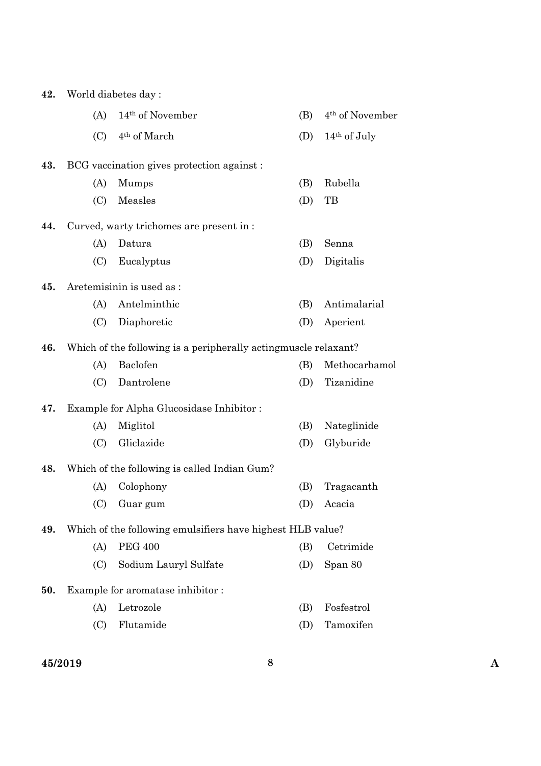42. World diabetes day :

(A) $14^{th}$ of November
(B) $4^{th}$ of November
(C) $4^{th}$ of March
(D) $14^{th}$ of July

43. BCG vaccination gives protection against :

(A) Mumps
(B) Rubella
(C) Measles
(D) TB

44. Curved, warty trichomes are present in :

(A) Datura
(B) Senna
(C) Eucalyptus
(D) Digitalis

45. Aretemisinin is used as :

(A) Antelminthic
(B) Antimalarial
(C) Diaphoretic
(D) Aperient

46. Which of the following is a peripherally actingmuscle relaxant?

(A) Baclofen
(B) Methocarbamol
(C) Dantrolene
(D) Tizanidine

47. Example for Alpha Glucosidase Inhibitor :

(A) Miglitol
(B) Nateglinide
(C) Gliclazide
(D) Glyburide

48. Which of the following is called Indian Gum?

(A) Colophony
(B) Tragacanth
(C) Guar gum
(D) Acacia

49. Which of the following emulsifiers have highest HLB value?

(A) PEG 400
(B) Cetrimide
(C) Sodium Lauryl Sulfate
(D) Span 80

50. Example for aromatase inhibitor :

(A) Letrozole
(B) Fosfestrol
(C) Flutamide
(D) Tamoxifen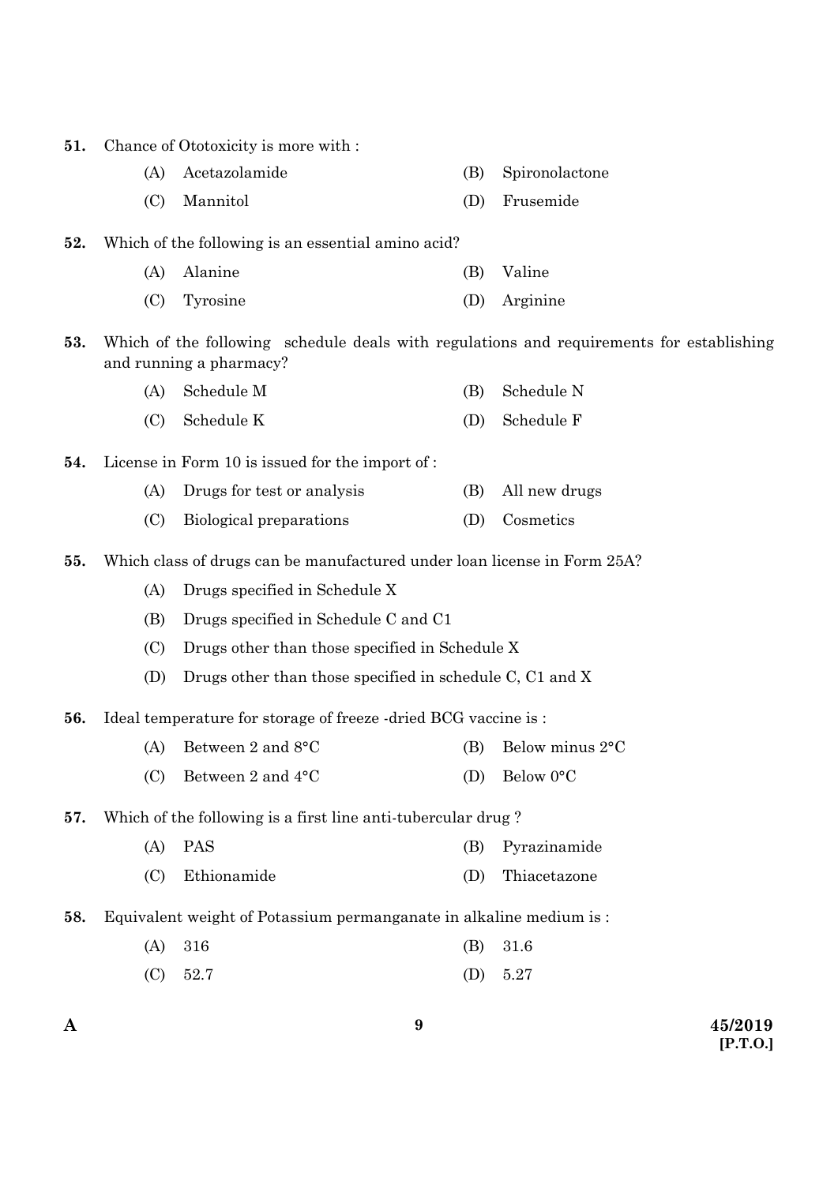51. Chance of Ototoxicity is more with :

(A) Acetazolamide
(B) Spironolactone
(C) Mannitol
(D) Frusemide

52. Which of the following is an essential amino acid?

(A) Alanine
(B) Valine
(C) Tyrosine
(D) Arginine

53. Which of the following schedule deals with regulations and requirements for establishing and running a pharmacy?

(A) Schedule M
(B) Schedule N
(C) Schedule K
(D) Schedule F

54. License in Form 10 is issued for the import of :

(A) Drugs for test or analysis
(B) All new drugs
(C) Biological preparations
(D) Cosmetics

55. Which class of drugs can be manufactured under loan license in Form 25A?

(A) Drugs specified in Schedule X
(B) Drugs specified in Schedule C and C1
(C) Drugs other than those specified in Schedule X
(D) Drugs other than those specified in schedule C, C1 and X

56. Ideal temperature for storage of freeze -dried BCG vaccine is :

(A) Between 2 and 8°C
(B) Below minus 2°C
(C) Between 2 and 4°C
(D) Below 0°C

57. Which of the following is a first line anti-tubercular drug ?

(A) PAS
(B) Pyrazinamide
(C) Ethionamide
(D) Thiacetazone

58. Equivalent weight of Potassium permanganate in alkaline medium is :

(A) 316
(B) 31.6
(C) 52.7
(D) 5.27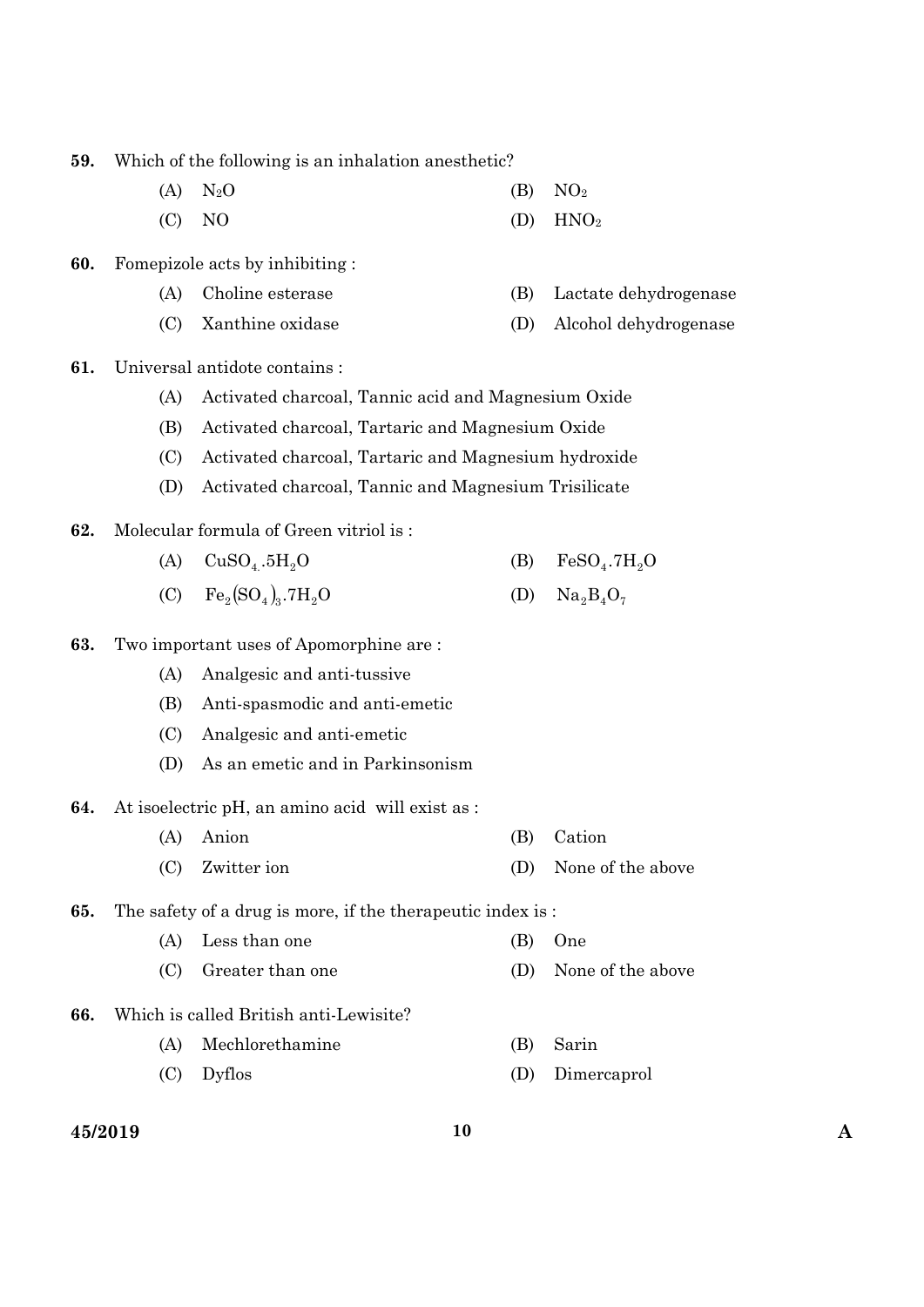59. Which of the following is an inhalation anesthetic?

(A) $N_2O$ (B) $NO_2$

(C) NO (D) $HNO_2$

60. Fomepizole acts by inhibiting :

(A) Choline esterase (B) Lactate dehydrogenase

(C) Xanthine oxidase (D) Alcohol dehydrogenase

61. Universal antidote contains :

(A) Activated charcoal, Tannic acid and Magnesium Oxide

(B) Activated charcoal, Tartaric and Magnesium Oxide

(C) Activated charcoal, Tartaric and Magnesium hydroxide

(D) Activated charcoal, Tannic and Magnesium Trisilicate

62. Molecular formula of Green vitriol is :

(A) $CuSO_4.5H_2O$ (B) $FeSO_4.7H_2O$

(C) $Fe_2(SO_4)_3.7H_2O$ (D) $Na_2B_4O_7$

63. Two important uses of Apomorphine are :

(A) Analgesic and anti-tussive

(B) Anti-spasmodic and anti-emetic

(C) Analgesic and anti-emetic

(D) As an emetic and in Parkinsonism

64. At isoelectric pH, an amino acid will exist as :

(A) Anion (B) Cation

(C) Zwitter ion (D) None of the above

65. The safety of a drug is more, if the therapeutic index is :

(A) Less than one (B) One

(C) Greater than one (D) None of the above

66. Which is called British anti-Lewisite?

(A) Mechlorethamine (B) Sarin

(C) Dyflos (D) Dimercaprol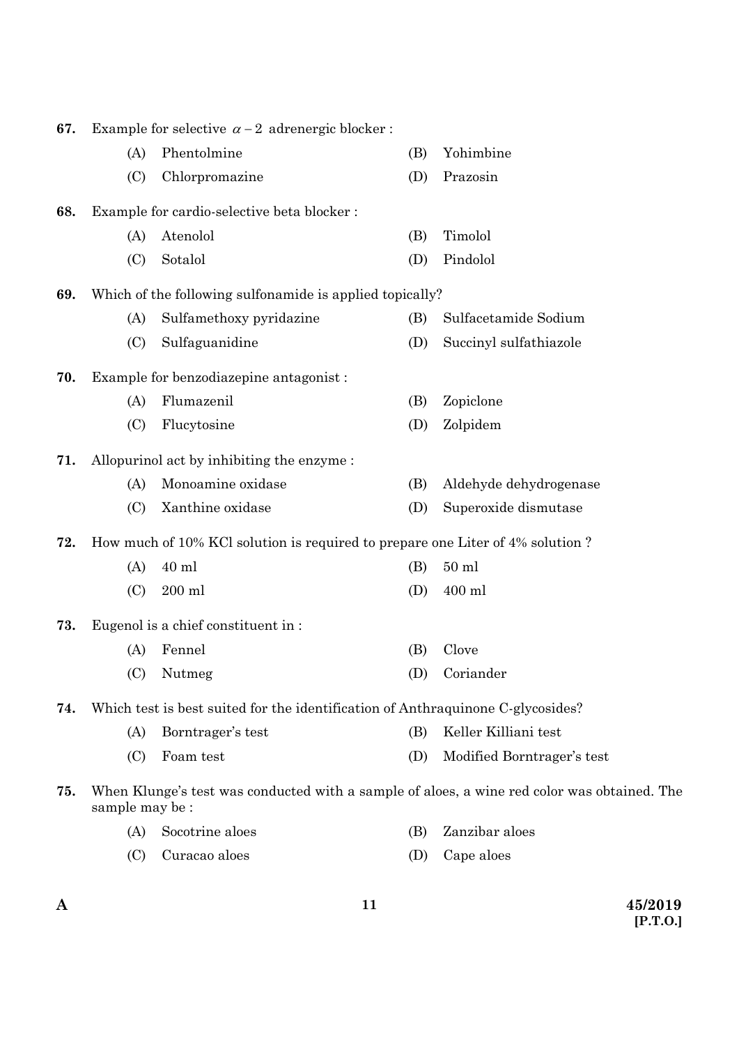67. Example for selective $\alpha - 2$ adrenergic blocker :

(A) Phentolmine (B) Yohimbine

(C) Chlorpromazine (D) Prazosin

68. Example for cardio-selective beta blocker :

(A) Atenolol (B) Timolol

(C) Sotalol (D) Pindolol

69. Which of the following sulfonamide is applied topically?

(A) Sulfamethoxy pyridazine (B) Sulfacetamide Sodium

(C) Sulfaguanidine (D) Succinyl sulfathiazole

70. Example for benzodiazepine antagonist :

(A) Flumazenil (B) Zopiclone

(C) Flucytosine (D) Zolpidem

71. Allopurinol act by inhibiting the enzyme :

(A) Monoamine oxidase (B) Aldehyde dehydrogenase

(C) Xanthine oxidase (D) Superoxide dismutase

72. How much of 10% KCl solution is required to prepare one Liter of 4% solution ?

(A) 40 ml (B) 50 ml

(C) 200 ml (D) 400 ml

73. Eugenol is a chief constituent in :

(A) Fennel (B) Clove

(C) Nutmeg (D) Coriander

74. Which test is best suited for the identification of Anthraquinone C-glycosides?

(A) Borntrager's test (B) Keller Killiani test

(C) Foam test (D) Modified Borntrager's test

75. When Klunge's test was conducted with a sample of aloes, a wine red color was obtained. The sample may be :

(A) Socotrine aloes (B) Zanzibar aloes

(C) Curacao aloes (D) Cape aloes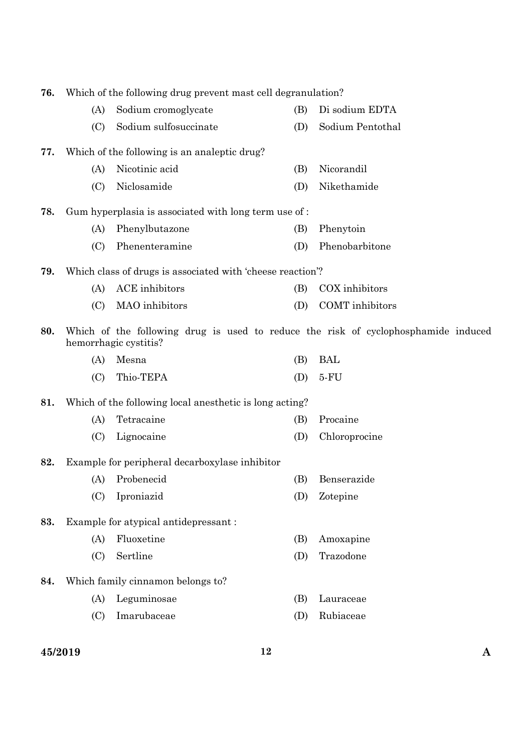76. Which of the following drug prevent mast cell degranulation?

(A) Sodium cromoglycate
(B) Di sodium EDTA
(C) Sodium sulfosuccinate
(D) Sodium Pentothal

77. Which of the following is an analeptic drug?

(A) Nicotinic acid
(B) Nicorandil
(C) Niclosamide
(D) Nikethamide

78. Gum hyperplasia is associated with long term use of :

(A) Phenylbutazone
(B) Phenytoin
(C) Phenenteramine
(D) Phenobarbitone

79. Which class of drugs is associated with 'cheese reaction'?

(A) ACE inhibitors
(B) COX inhibitors
(C) MAO inhibitors
(D) COMT inhibitors

80. Which of the following drug is used to reduce the risk of cyclophosphamide induced hemorrhagic cystitis?

(A) Mesna
(B) BAL
(C) Thio-TEPA
(D) 5-FU

81. Which of the following local anesthetic is long acting?

(A) Tetracaine
(B) Procaine
(C) Lignocaine
(D) Chloroprocine

82. Example for peripheral decarboxylase inhibitor

(A) Probenecid
(B) Benserazide
(C) Iproniazid
(D) Zotepine

83. Example for atypical antidepressant :

(A) Fluoxetine
(B) Amoxapine
(C) Sertline
(D) Trazodone

84. Which family cinnamon belongs to?

(A) Leguminosae
(B) Lauraceae
(C) Imarubaceae
(D) Rubiaceae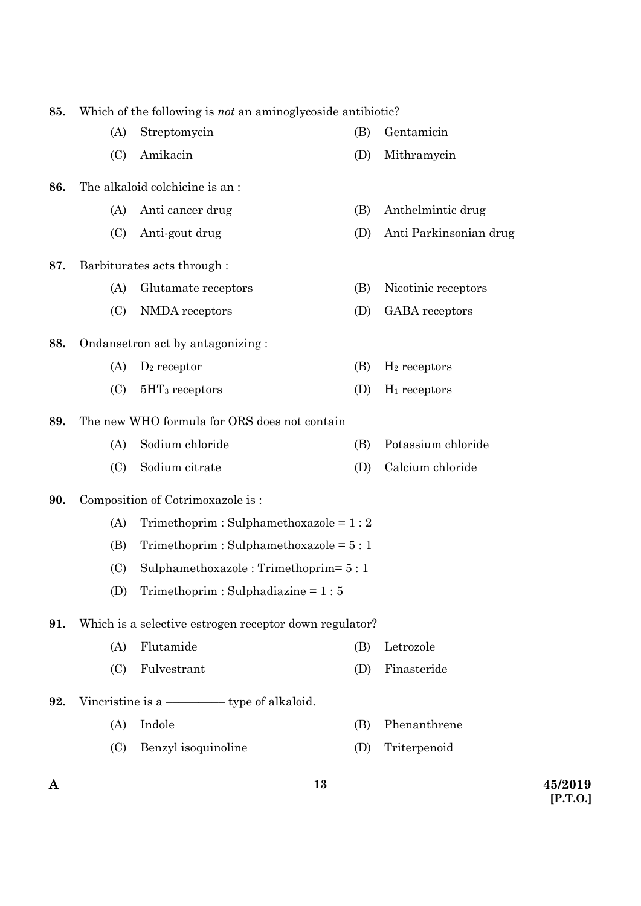85. Which of the following is *not* an aminoglycoside antibiotic?

(A) Streptomycin
(B) Gentamicin
(C) Amikacin
(D) Mithramycin

86. The alkaloid colchicine is an :

(A) Anti cancer drug
(B) Anthelmintic drug
(C) Anti-gout drug
(D) Anti Parkinsonian drug

87. Barbiturates acts through :

(A) Glutamate receptors
(B) Nicotinic receptors
(C) NMDA receptors
(D) GABA receptors

88. Ondansetron act by antagonizing :

(A) $D_2$ receptor
(B) $H_2$ receptors
(C) $5HT_3$ receptors
(D) $H_1$ receptors

89. The new WHO formula for ORS does not contain

(A) Sodium chloride
(B) Potassium chloride
(C) Sodium citrate
(D) Calcium chloride

90. Composition of Cotrimoxazole is :

(A) Trimethoprim : Sulphamethoxazole = 1 : 2
(B) Trimethoprim : Sulphamethoxazole = 5 : 1
(C) Sulphamethoxazole : Trimethoprim= 5 : 1
(D) Trimethoprim : Sulphadiazine = 1 : 5

91. Which is a selective estrogen receptor down regulator?

(A) Flutamide
(B) Letrozole
(C) Fulvestrant
(D) Finasteride

92. Vincristine is a ————— type of alkaloid.

(A) Indole
(B) Phenanthrene
(C) Benzyl isoquinoline
(D) Triterpenoid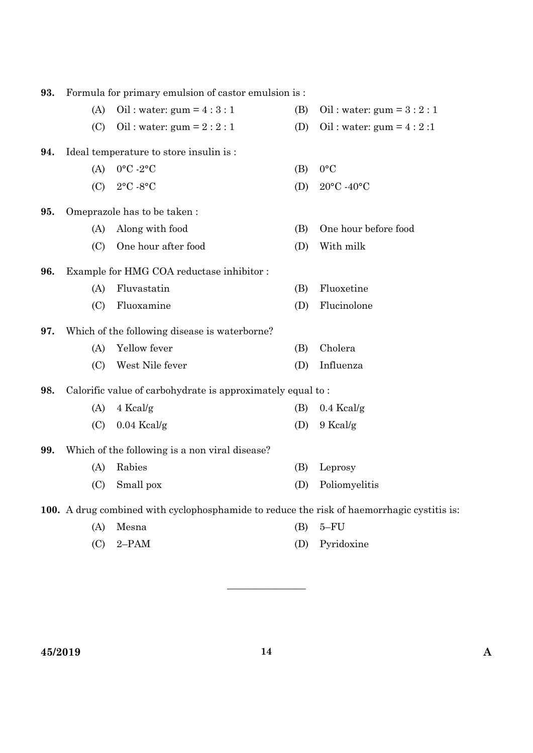93. Formula for primary emulsion of castor emulsion is :

(A) Oil : water: gum = 4 : 3 : 1
(B) Oil : water: gum = 3 : 2 : 1
(C) Oil : water: gum = 2 : 2 : 1
(D) Oil : water: gum = 4 : 2 :1

94. Ideal temperature to store insulin is :

(A) 0°C -2°C
(B) 0°C
(C) 2°C -8°C
(D) 20°C -40°C

95. Omeprazole has to be taken :

(A) Along with food
(B) One hour before food
(C) One hour after food
(D) With milk

96. Example for HMG COA reductase inhibitor :

(A) Fluvastatin
(B) Fluoxetine
(C) Fluoxamine
(D) Flucinolone

97. Which of the following disease is waterborne?

(A) Yellow fever
(B) Cholera
(C) West Nile fever
(D) Influenza

98. Calorific value of carbohydrate is approximately equal to :

(A) 4 Kcal/g
(B) 0.4 Kcal/g
(C) 0.04 Kcal/g
(D) 9 Kcal/g

99. Which of the following is a non viral disease?

(A) Rabies
(B) Leprosy
(C) Small pox
(D) Poliomyelitis

100. A drug combined with cyclophosphamide to reduce the risk of haemorrhagic cystitis is:

(A) Mesna
(B) 5–FU
(C) 2–PAM
(D) Pyridoxine

---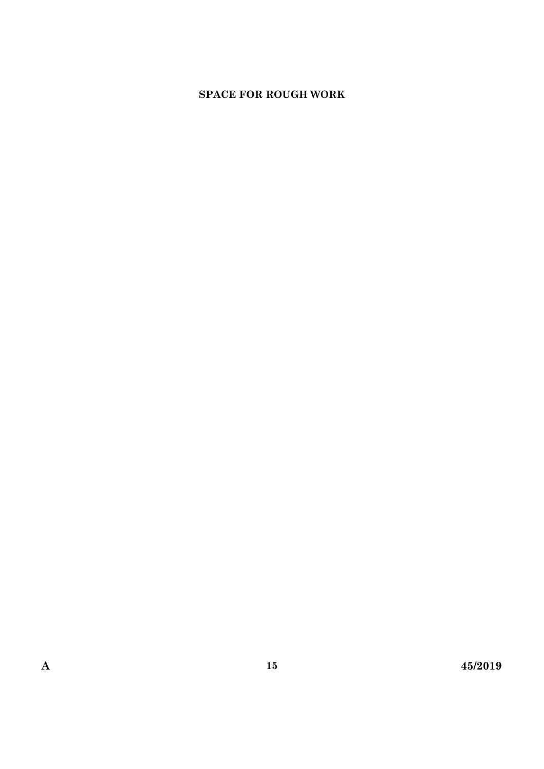**SPACE FOR ROUGH WORK**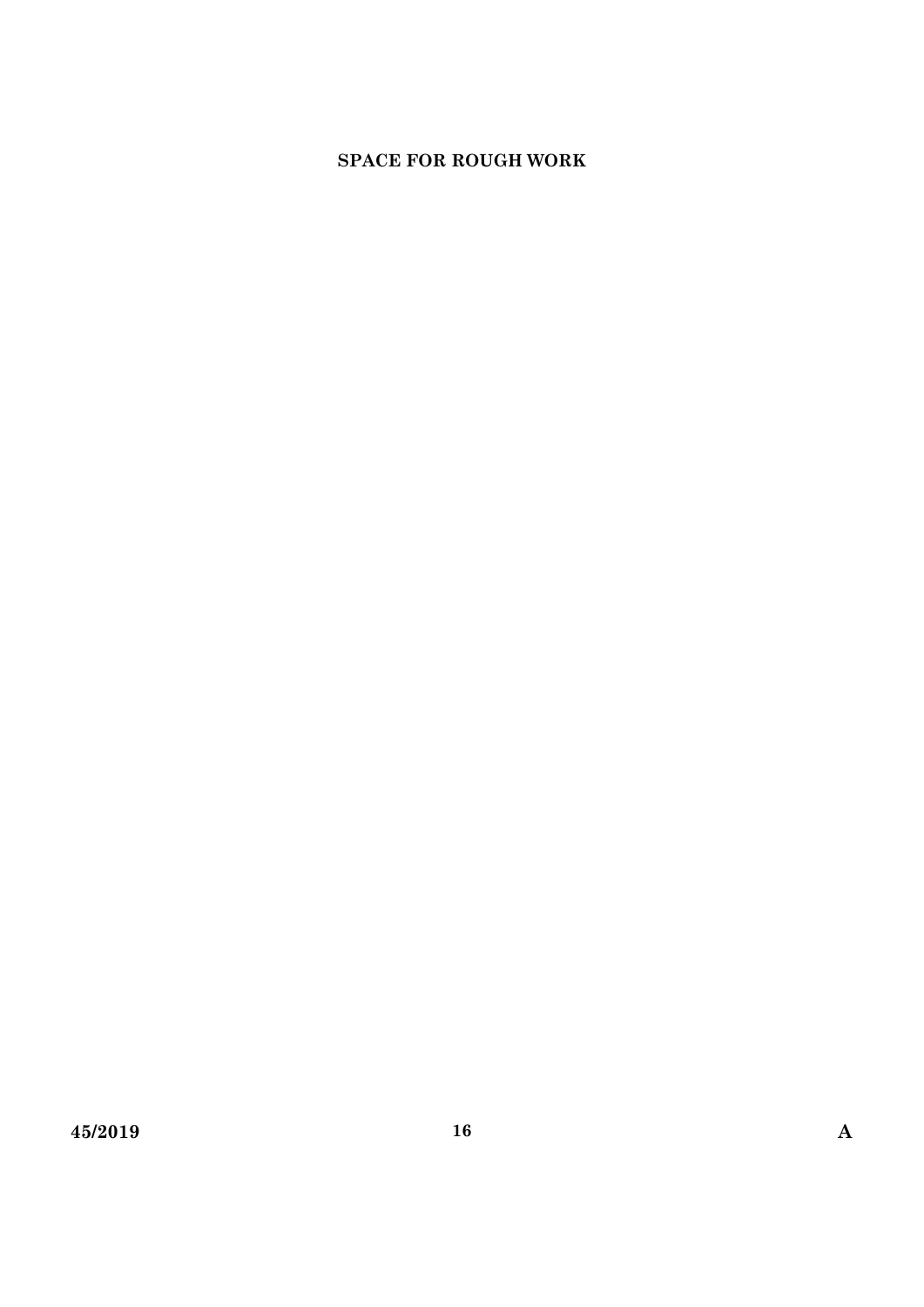**SPACE FOR ROUGH WORK**